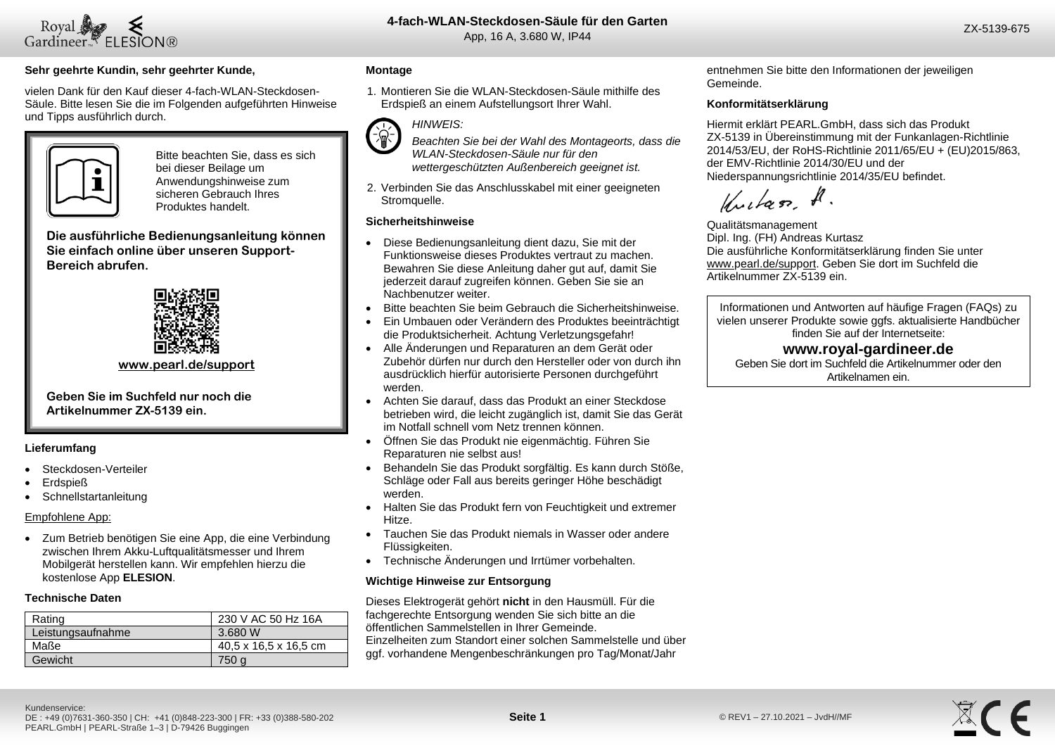# 4-fach-WLAN-Steckdosen-Säule für den Garten

App, 16 A, 3.680 W, IP44

ZX-5139-675

**Sehr geehrte Kundin, sehr geehrter Kunde,**

vielen Dank für den Kauf dieser 4-fach-WLAN-Steckdosen-Säule. Bitte lesen Sie die im Folgenden aufgeführten Hinweise und Tipps ausführlich durch.

Bitte beachten Sie, dass es sich bei dieser Beilage um Anwendungshinweise zum sicheren Gebrauch Ihres Produktes handelt.

**Die ausführliche Bedienungsanleitung können Sie einfach online über unseren Support-Bereich abrufen.**

**www.pearl.de/support**

**Geben Sie im Suchfeld nur noch die Artikelnummer ZX-5139 ein.**

### Lieferumfang

- Steckdosen-Verteiler
- Erdspieß
- Schnellstartanleitung

Empfohlene App:

- Zum Betrieb benötigen Sie eine App, die eine Verbindung zwischen Ihrem Akku-Luftqualitätsmesser und Ihrem Mobilgerät herstellen kann. Wir empfehlen hierzu die kostenlose App **ELESION**.

### Technische Daten

| | |
|---|---|
| Rating | 230 V AC 50 Hz 16A |
| Leistungsaufnahme | 3.680 W |
| Maße | 40,5 x 16,5 x 16,5 cm |
| Gewicht | 750 g |

### Montage

1. Montieren Sie die WLAN-Steckdosen-Säule mithilfe des Erdspieß an einem Aufstellungsort Ihrer Wahl.

*HINWEIS:*
*Beachten Sie bei der Wahl des Montageorts, dass die WLAN-Steckdosen-Säule nur für den wettergeschützten Außenbereich geeignet ist.*

2. Verbinden Sie das Anschlusskabel mit einer geeigneten Stromquelle.

### Sicherheitshinweise

- Diese Bedienungsanleitung dient dazu, Sie mit der Funktionsweise dieses Produktes vertraut zu machen. Bewahren Sie diese Anleitung daher gut auf, damit Sie jederzeit darauf zugreifen können. Geben Sie sie an Nachbenutzer weiter.
- Bitte beachten Sie beim Gebrauch die Sicherheitshinweise.
- Ein Umbauen oder Verändern des Produktes beeinträchtigt die Produktsicherheit. Achtung Verletzungsgefahr!
- Alle Änderungen und Reparaturen an dem Gerät oder Zubehör dürfen nur durch den Hersteller oder von durch ihn ausdrücklich hierfür autorisierte Personen durchgeführt werden.
- Achten Sie darauf, dass das Produkt an einer Steckdose betrieben wird, die leicht zugänglich ist, damit Sie das Gerät im Notfall schnell vom Netz trennen können.
- Öffnen Sie das Produkt nie eigenmächtig. Führen Sie Reparaturen nie selbst aus!
- Behandeln Sie das Produkt sorgfältig. Es kann durch Stöße, Schläge oder Fall aus bereits geringer Höhe beschädigt werden.
- Halten Sie das Produkt fern von Feuchtigkeit und extremer Hitze.
- Tauchen Sie das Produkt niemals in Wasser oder andere Flüssigkeiten.
- Technische Änderungen und Irrtümer vorbehalten.

### Wichtige Hinweise zur Entsorgung

Dieses Elektrogerät gehört **nicht** in den Hausmüll. Für die fachgerechte Entsorgung wenden Sie sich bitte an die öffentlichen Sammelstellen in Ihrer Gemeinde.
Einzelheiten zum Standort einer solchen Sammelstelle und über ggf. vorhandene Mengenbeschränkungen pro Tag/Monat/Jahr entnehmen Sie bitte den Informationen der jeweiligen Gemeinde.

### Konformitätserklärung

Hiermit erklärt PEARL.GmbH, dass sich das Produkt ZX-5139 in Übereinstimmung mit der Funkanlagen-Richtlinie 2014/53/EU, der RoHS-Richtlinie 2011/65/EU + (EU)2015/863, der EMV-Richtlinie 2014/30/EU und der Niederspannungsrichtlinie 2014/35/EU befindet.

Qualitätsmanagement
Dipl. Ing. (FH) Andreas Kurtasz
Die ausführliche Konformitätserklärung finden Sie unter www.pearl.de/support. Geben Sie dort im Suchfeld die Artikelnummer ZX-5139 ein.

Informationen und Antworten auf häufige Fragen (FAQs) zu vielen unserer Produkte sowie ggfs. aktualisierte Handbücher finden Sie auf der Internetseite:

**www.royal-gardineer.de**

Geben Sie dort im Suchfeld die Artikelnummer oder den Artikelnamen ein.

Kundenservice:
DE : +49 (0)7631-360-350 | CH: +41 (0)848-223-300 | FR: +33 (0)388-580-202
PEARL.GmbH | PEARL-Straße 1–3 | D-79426 Buggingen

© REV1 – 27.10.2021 – JvdH//MF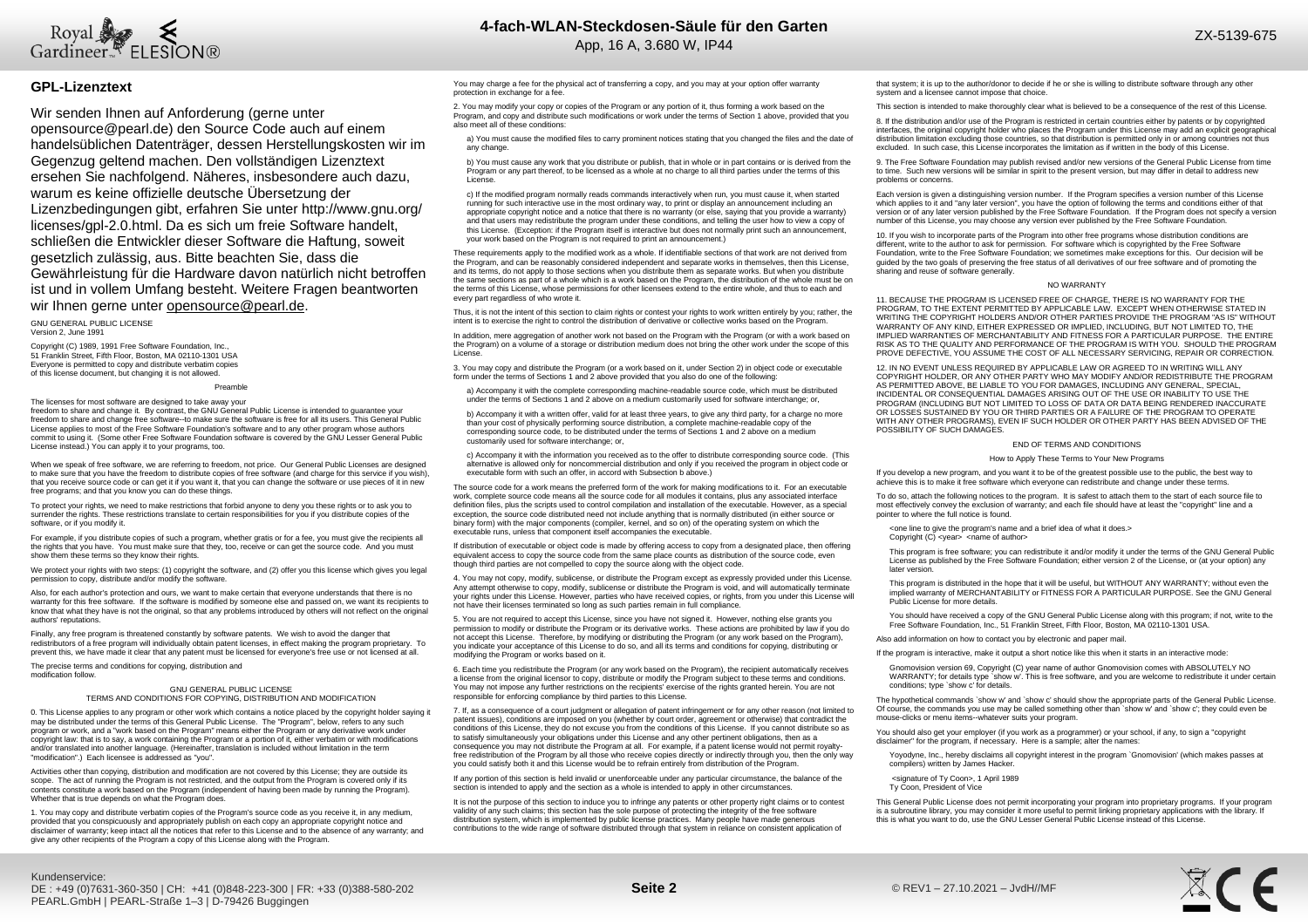## GPL-Lizenztext

Wir senden Ihnen auf Anforderung (gerne unter opensource@pearl.de) den Source Code auch auf einem handelsüblichen Datenträger, dessen Herstellungskosten wir im Gegenzug geltend machen. Den vollständigen Lizenztext ersehen Sie nachfolgend. Näheres, insbesondere auch dazu, warum es keine offizielle deutsche Übersetzung der Lizenzbedingungen gibt, erfahren Sie unter http://www.gnu.org/licenses/gpl-2.0.html. Da es sich um freie Software handelt, schließen die Entwickler dieser Software die Haftung, soweit gesetzlich zulässig, aus. Bitte beachten Sie, dass die Gewährleistung für die Hardware davon natürlich nicht betroffen ist und in vollem Umfang besteht. Weitere Fragen beantworten wir Ihnen gerne unter opensource@pearl.de.

GNU GENERAL PUBLIC LICENSE
Version 2, June 1991

Copyright (C) 1989, 1991 Free Software Foundation, Inc.,
51 Franklin Street, Fifth Floor, Boston, MA 02110-1301 USA
Everyone is permitted to copy and distribute verbatim copies
of this license document, but changing it is not allowed.

Preamble

The licenses for most software are designed to take away your freedom to share and change it. By contrast, the GNU General Public License is intended to guarantee your freedom to share and change free software--to make sure the software is free for all its users. This General Public License applies to most of the Free Software Foundation's software and to any other program whose authors commit to using it. (Some other Free Software Foundation software is covered by the GNU Lesser General Public License instead.) You can apply it to your programs, too.

When we speak of free software, we are referring to freedom, not price. Our General Public Licenses are designed to make sure that you have the freedom to distribute copies of free software (and charge for this service if you wish), that you receive source code or can get it if you want it, that you can change the software or use pieces of it in new free programs; and that you know you can do these things.

To protect your rights, we need to make restrictions that forbid anyone to deny you these rights or to ask you to surrender the rights. These restrictions translate to certain responsibilities for you if you distribute copies of the software, or if you modify it.

For example, if you distribute copies of such a program, whether gratis or for a fee, you must give the recipients all the rights that you have. You must make sure that they, too, receive or can get the source code. And you must show them these terms so they know their rights.

We protect your rights with two steps: (1) copyright the software, and (2) offer you this license which gives you legal permission to copy, distribute and/or modify the software.

Also, for each author's protection and ours, we want to make certain that everyone understands that there is no warranty for this free software. If the software is modified by someone else and passed on, we want its recipients to know that what they have is not the original, so that any problems introduced by others will not reflect on the original authors' reputations.

Finally, any free program is threatened constantly by software patents. We wish to avoid the danger that redistributors of a free program will individually obtain patent licenses, in effect making the program proprietary. To prevent this, we have made it clear that any patent must be licensed for everyone's free use or not licensed at all.

The precise terms and conditions for copying, distribution and modification follow.

GNU GENERAL PUBLIC LICENSE
TERMS AND CONDITIONS FOR COPYING, DISTRIBUTION AND MODIFICATION

0. This License applies to any program or other work which contains a notice placed by the copyright holder saying it may be distributed under the terms of this General Public License. The "Program", below, refers to any such program or work, and a "work based on the Program" means either the Program or any derivative work under copyright law: that is to say, a work containing the Program or a portion of it, either verbatim or with modifications and/or translated into another language. (Hereinafter, translation is included without limitation in the term "modification".) Each licensee is addressed as "you".

Activities other than copying, distribution and modification are not covered by this License; they are outside its scope. The act of running the Program is not restricted, and the output from the Program is covered only if its contents constitute a work based on the Program (independent of having been made by running the Program). Whether that is true depends on what the Program does.

1. You may copy and distribute verbatim copies of the Program's source code as you receive it, in any medium, provided that you conspicuously and appropriately publish on each copy an appropriate copyright notice and disclaimer of warranty; keep intact all the notices that refer to this License and to the absence of any warranty; and give any other recipients of the Program a copy of this License along with the Program.

You may charge a fee for the physical act of transferring a copy, and you may at your option offer warranty protection in exchange for a fee.

2. You may modify your copy or copies of the Program or any portion of it, thus forming a work based on the Program, and copy and distribute such modifications or work under the terms of Section 1 above, provided that you also meet all of these conditions:

a) You must cause the modified files to carry prominent notices stating that you changed the files and the date of any change.

b) You must cause any work that you distribute or publish, that in whole or in part contains or is derived from the Program or any part thereof, to be licensed as a whole at no charge to all third parties under the terms of this License.

c) If the modified program normally reads commands interactively when run, you must cause it, when started running for such interactive use in the most ordinary way, to print or display an announcement including an appropriate copyright notice and a notice that there is no warranty (or else, saying that you provide a warranty) and that users may redistribute the program under these conditions, and telling the user how to view a copy of this License. (Exception: if the Program itself is interactive but does not normally print such an announcement, your work based on the Program is not required to print an announcement.)

These requirements apply to the modified work as a whole. If identifiable sections of that work are not derived from the Program, and can be reasonably considered independent and separate works in themselves, then this License, and its terms, do not apply to those sections when you distribute them as separate works. But when you distribute the same sections as part of a whole which is a work based on the Program, the distribution of the whole must be on the terms of this License, whose permissions for other licensees extend to the entire whole, and thus to each and every part regardless of who wrote it.

Thus, it is not the intent of this section to claim rights or contest your rights to work written entirely by you; rather, the intent is to exercise the right to control the distribution of derivative or collective works based on the Program.

In addition, mere aggregation of another work not based on the Program with the Program (or with a work based on the Program) on a volume of a storage or distribution medium does not bring the other work under the scope of this License.

3. You may copy and distribute the Program (or a work based on it, under Section 2) in object code or executable form under the terms of Sections 1 and 2 above provided that you also do one of the following:

a) Accompany it with the complete corresponding machine-readable source code, which must be distributed under the terms of Sections 1 and 2 above on a medium customarily used for software interchange; or,

b) Accompany it with a written offer, valid for at least three years, to give any third party, for a charge no more than your cost of physically performing source distribution, a complete machine-readable copy of the corresponding source code, to be distributed under the terms of Sections 1 and 2 above on a medium customarily used for software interchange; or,

c) Accompany it with the information you received as to the offer to distribute corresponding source code. (This alternative is allowed only for noncommercial distribution and only if you received the program in object code or executable form with such an offer, in accord with Subsection b above.)

The source code for a work means the preferred form of the work for making modifications to it. For an executable work, complete source code means all the source code for all modules it contains, plus any associated interface definition files, plus the scripts used to control compilation and installation of the executable. However, as a special exception, the source code distributed need not include anything that is normally distributed (in either source or binary form) with the major components (compiler, kernel, and so on) of the operating system on which the executable runs, unless that component itself accompanies the executable.

If distribution of executable or object code is made by offering access to copy from a designated place, then offering equivalent access to copy the source code from the same place counts as distribution of the source code, even though third parties are not compelled to copy the source along with the object code.

4. You may not copy, modify, sublicense, or distribute the Program except as expressly provided under this License. Any attempt otherwise to copy, modify, sublicense or distribute the Program is void, and will automatically terminate your rights under this License. However, parties who have received copies, or rights, from you under this License will not have their licenses terminated so long as such parties remain in full compliance.

5. You are not required to accept this License, since you have not signed it. However, nothing else grants you permission to modify or distribute the Program or its derivative works. These actions are prohibited by law if you do not accept this License. Therefore, by modifying or distributing the Program (or any work based on the Program), you indicate your acceptance of this License to do so, and all its terms and conditions for copying, distributing or modifying the Program or works based on it.

6. Each time you redistribute the Program (or any work based on the Program), the recipient automatically receives a license from the original licensor to copy, distribute or modify the Program subject to these terms and conditions. You may not impose any further restrictions on the recipients' exercise of the rights granted herein. You are not responsible for enforcing compliance by third parties to this License.

7. If, as a consequence of a court judgment or allegation of patent infringement or for any other reason (not limited to patent issues), conditions are imposed on you (whether by court order, agreement or otherwise) that contradict the conditions of this License, they do not excuse you from the conditions of this License. If you cannot distribute so as to satisfy simultaneously your obligations under this License and any other pertinent obligations, then as a consequence you may not distribute the Program at all. For example, if a patent license would not permit royalty-free redistribution of the Program by all those who receive copies directly or indirectly through you, then the only way you could satisfy both it and this License would be to refrain entirely from distribution of the Program.

If any portion of this section is held invalid or unenforceable under any particular circumstance, the balance of the section is intended to apply and the section as a whole is intended to apply in other circumstances.

It is not the purpose of this section to induce you to infringe any patents or other property right claims or to contest validity of any such claims; this section has the sole purpose of protecting the integrity of the free software distribution system, which is implemented by public license practices. Many people have made generous contributions to the wide range of software distributed through that system in reliance on consistent application of that system; it is up to the author/donor to decide if he or she is willing to distribute software through any other system and a licensee cannot impose that choice.

This section is intended to make thoroughly clear what is believed to be a consequence of the rest of this License.

8. If the distribution and/or use of the Program is restricted in certain countries either by patents or by copyrighted interfaces, the original copyright holder who places the Program under this License may add an explicit geographical distribution limitation excluding those countries, so that distribution is permitted only in or among countries not thus excluded. In such case, this License incorporates the limitation as if written in the body of this License.

9. The Free Software Foundation may publish revised and/or new versions of the General Public License from time to time. Such new versions will be similar in spirit to the present version, but may differ in detail to address new problems or concerns.

Each version is given a distinguishing version number. If the Program specifies a version number of this License which applies to it and "any later version", you have the option of following the terms and conditions either of that version or of any later version published by the Free Software Foundation. If the Program does not specify a version number of this License, you may choose any version ever published by the Free Software Foundation.

10. If you wish to incorporate parts of the Program into other free programs whose distribution conditions are different, write to the author to ask for permission. For software which is copyrighted by the Free Software Foundation, write to the Free Software Foundation; we sometimes make exceptions for this. Our decision will be guided by the two goals of preserving the free status of all derivatives of our free software and of promoting the sharing and reuse of software generally.

NO WARRANTY

11. BECAUSE THE PROGRAM IS LICENSED FREE OF CHARGE, THERE IS NO WARRANTY FOR THE PROGRAM, TO THE EXTENT PERMITTED BY APPLICABLE LAW. EXCEPT WHEN OTHERWISE STATED IN WRITING THE COPYRIGHT HOLDERS AND/OR OTHER PARTIES PROVIDE THE PROGRAM "AS IS" WITHOUT WARRANTY OF ANY KIND, EITHER EXPRESSED OR IMPLIED, INCLUDING, BUT NOT LIMITED TO, THE IMPLIED WARRANTIES OF MERCHANTABILITY AND FITNESS FOR A PARTICULAR PURPOSE. THE ENTIRE RISK AS TO THE QUALITY AND PERFORMANCE OF THE PROGRAM IS WITH YOU. SHOULD THE PROGRAM PROVE DEFECTIVE, YOU ASSUME THE COST OF ALL NECESSARY SERVICING, REPAIR OR CORRECTION.

12. IN NO EVENT UNLESS REQUIRED BY APPLICABLE LAW OR AGREED TO IN WRITING WILL ANY COPYRIGHT HOLDER, OR ANY OTHER PARTY WHO MAY MODIFY AND/OR REDISTRIBUTE THE PROGRAM AS PERMITTED ABOVE, BE LIABLE TO YOU FOR DAMAGES, INCLUDING ANY GENERAL, SPECIAL, INCIDENTAL OR CONSEQUENTIAL DAMAGES ARISING OUT OF THE USE OR INABILITY TO USE THE PROGRAM (INCLUDING BUT NOT LIMITED TO LOSS OF DATA OR DATA BEING RENDERED INACCURATE OR LOSSES SUSTAINED BY YOU OR THIRD PARTIES OR A FAILURE OF THE PROGRAM TO OPERATE WITH ANY OTHER PROGRAMS), EVEN IF SUCH HOLDER OR OTHER PARTY HAS BEEN ADVISED OF THE POSSIBILITY OF SUCH DAMAGES.

END OF TERMS AND CONDITIONS

How to Apply These Terms to Your New Programs

If you develop a new program, and you want it to be of the greatest possible use to the public, the best way to achieve this is to make it free software which everyone can redistribute and change under these terms.

To do so, attach the following notices to the program. It is safest to attach them to the start of each source file to most effectively convey the exclusion of warranty; and each file should have at least the "copyright" line and a pointer to where the full notice is found.

<one line to give the program's name and a brief idea of what it does.>
Copyright (C) <year> <name of author>

This program is free software; you can redistribute it and/or modify it under the terms of the GNU General Public License as published by the Free Software Foundation; either version 2 of the License, or (at your option) any later version.

This program is distributed in the hope that it will be useful, but WITHOUT ANY WARRANTY; without even the implied warranty of MERCHANTABILITY or FITNESS FOR A PARTICULAR PURPOSE. See the GNU General Public License for more details.

You should have received a copy of the GNU General Public License along with this program; if not, write to the Free Software Foundation, Inc., 51 Franklin Street, Fifth Floor, Boston, MA 02110-1301 USA.

Also add information on how to contact you by electronic and paper mail.

If the program is interactive, make it output a short notice like this when it starts in an interactive mode:

Gnomovision version 69, Copyright (C) year name of author Gnomovision comes with ABSOLUTELY NO WARRANTY; for details type `show w'. This is free software, and you are welcome to redistribute it under certain conditions; type `show c' for details.

The hypothetical commands `show w' and `show c' should show the appropriate parts of the General Public License. Of course, the commands you use may be called something other than `show w' and `show c'; they could even be mouse-clicks or menu items--whatever suits your program.

You should also get your employer (if you work as a programmer) or your school, if any, to sign a "copyright disclaimer" for the program, if necessary. Here is a sample; alter the names:

Yoyodyne, Inc., hereby disclaims all copyright interest in the program `Gnomovision' (which makes passes at compilers) written by James Hacker.

<signature of Ty Coon>, 1 April 1989
Ty Coon, President of Vice

This General Public License does not permit incorporating your program into proprietary programs. If your program is a subroutine library, you may consider it more useful to permit linking proprietary applications with the library. If this is what you want to do, use the GNU Lesser General Public License instead of this License.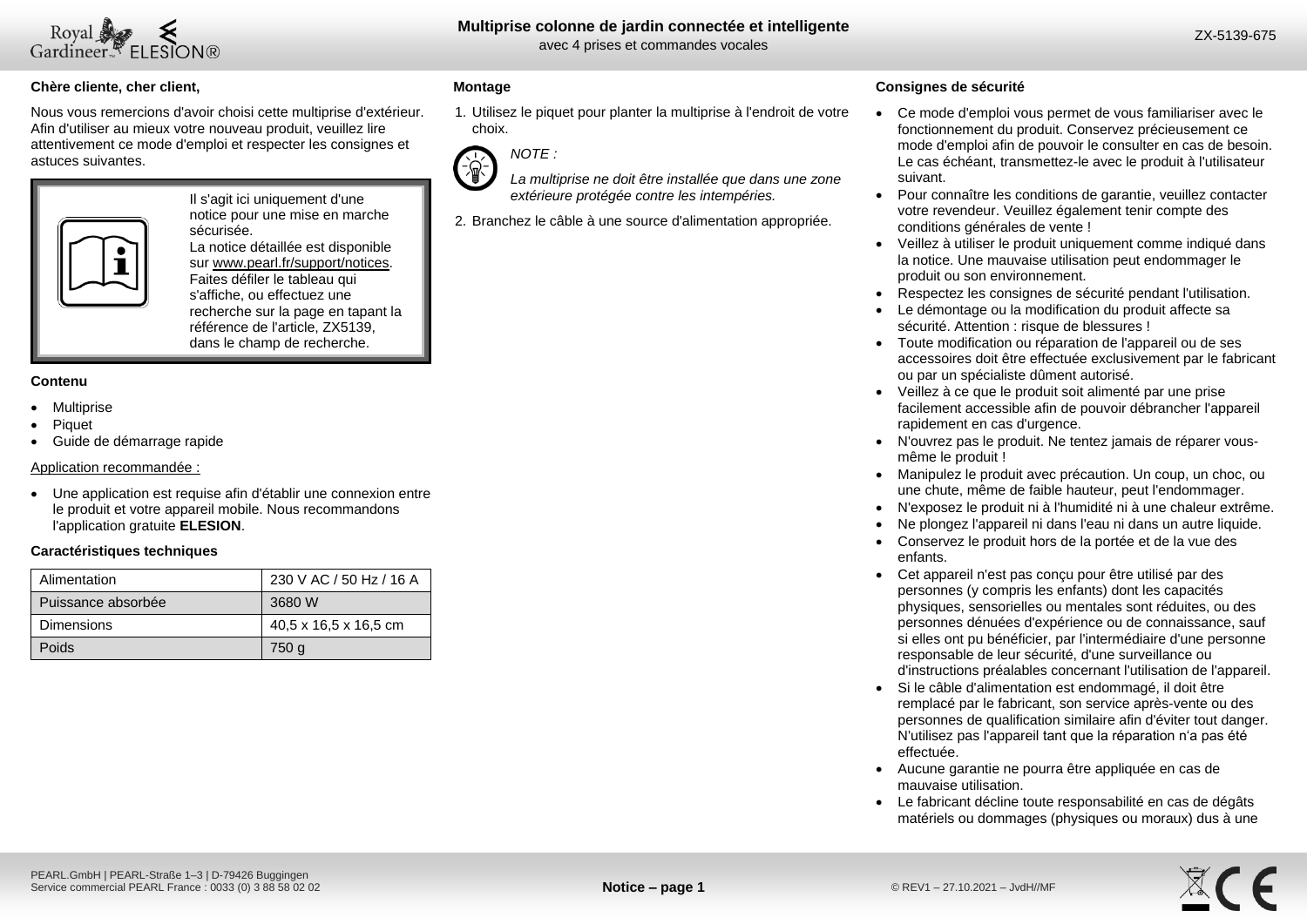**Chère cliente, cher client,**

Nous vous remercions d'avoir choisi cette multiprise d'extérieur. Afin d'utiliser au mieux votre nouveau produit, veuillez lire attentivement ce mode d'emploi et respecter les consignes et astuces suivantes.

> Il s'agit ici uniquement d'une notice pour une mise en marche sécurisée.
> La notice détaillée est disponible sur www.pearl.fr/support/notices. Faites défiler le tableau qui s'affiche, ou effectuez une recherche sur la page en tapant la référence de l'article, ZX5139, dans le champ de recherche.

**Contenu**

- Multiprise
- Piquet
- Guide de démarrage rapide

Application recommandée :

- Une application est requise afin d'établir une connexion entre le produit et votre appareil mobile. Nous recommandons l'application gratuite **ELESION**.

**Caractéristiques techniques**

| | |
|---|---|
| Alimentation | 230 V AC / 50 Hz / 16 A |
| Puissance absorbée | 3680 W |
| Dimensions | 40,5 x 16,5 x 16,5 cm |
| Poids | 750 g |

**Montage**

1. Utilisez le piquet pour planter la multiprise à l'endroit de votre choix.

*NOTE :*

*La multiprise ne doit être installée que dans une zone extérieure protégée contre les intempéries.*

2. Branchez le câble à une source d'alimentation appropriée.

**Consignes de sécurité**

- Ce mode d'emploi vous permet de vous familiariser avec le fonctionnement du produit. Conservez précieusement ce mode d'emploi afin de pouvoir le consulter en cas de besoin. Le cas échéant, transmettez-le avec le produit à l'utilisateur suivant.
- Pour connaître les conditions de garantie, veuillez contacter votre revendeur. Veuillez également tenir compte des conditions générales de vente !
- Veillez à utiliser le produit uniquement comme indiqué dans la notice. Une mauvaise utilisation peut endommager le produit ou son environnement.
- Respectez les consignes de sécurité pendant l'utilisation.
- Le démontage ou la modification du produit affecte sa sécurité. Attention : risque de blessures !
- Toute modification ou réparation de l'appareil ou de ses accessoires doit être effectuée exclusivement par le fabricant ou par un spécialiste dûment autorisé.
- Veillez à ce que le produit soit alimenté par une prise facilement accessible afin de pouvoir débrancher l'appareil rapidement en cas d'urgence.
- N'ouvrez pas le produit. Ne tentez jamais de réparer vous-même le produit !
- Manipulez le produit avec précaution. Un coup, un choc, ou une chute, même de faible hauteur, peut l'endommager.
- N'exposez le produit ni à l'humidité ni à une chaleur extrême.
- Ne plongez l'appareil ni dans l'eau ni dans un autre liquide.
- Conservez le produit hors de la portée et de la vue des enfants.
- Cet appareil n'est pas conçu pour être utilisé par des personnes (y compris les enfants) dont les capacités physiques, sensorielles ou mentales sont réduites, ou des personnes dénuées d'expérience ou de connaissance, sauf si elles ont pu bénéficier, par l'intermédiaire d'une personne responsable de leur sécurité, d'une surveillance ou d'instructions préalables concernant l'utilisation de l'appareil.
- Si le câble d'alimentation est endommagé, il doit être remplacé par le fabricant, son service après-vente ou des personnes de qualification similaire afin d'éviter tout danger. N'utilisez pas l'appareil tant que la réparation n'a pas été effectuée.
- Aucune garantie ne pourra être appliquée en cas de mauvaise utilisation.
- Le fabricant décline toute responsabilité en cas de dégâts matériels ou dommages (physiques ou moraux) dus à une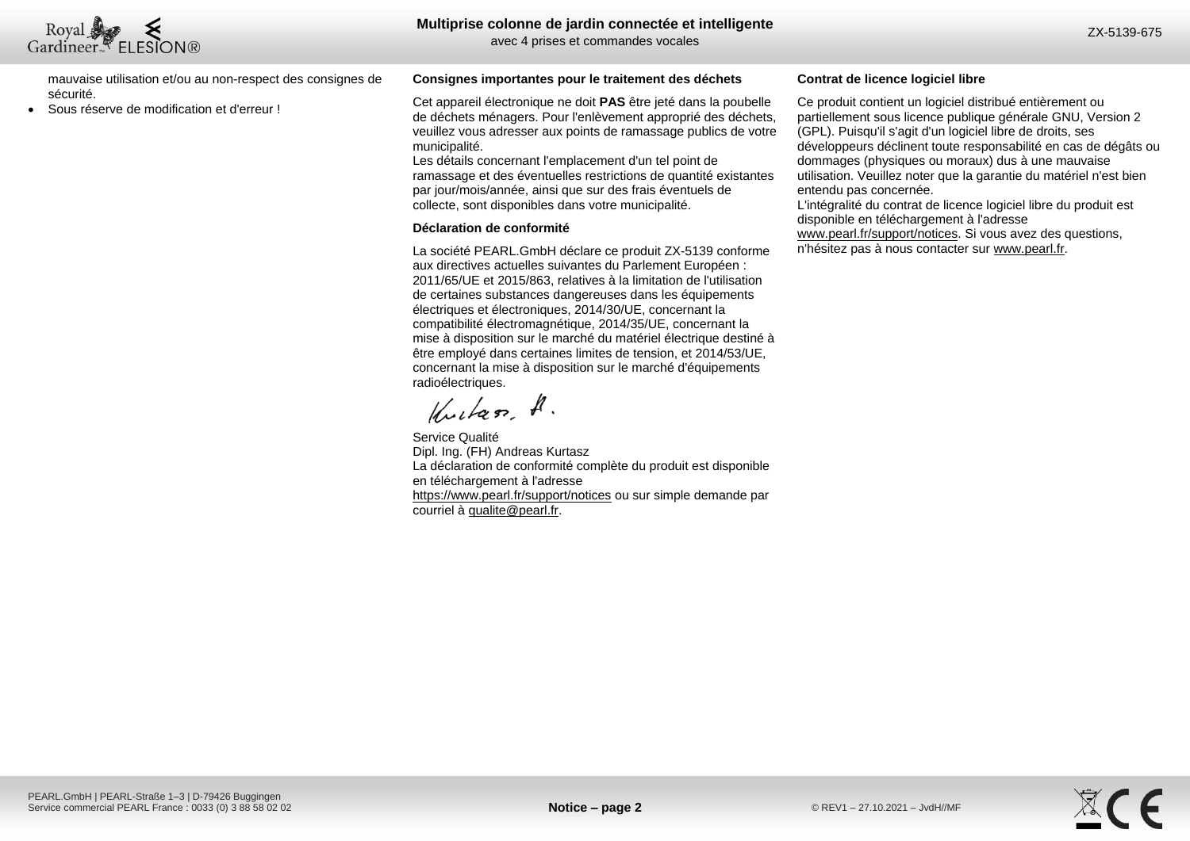mauvaise utilisation et/ou au non-respect des consignes de sécurité.

- Sous réserve de modification et d'erreur !

### Consignes importantes pour le traitement des déchets

Cet appareil électronique ne doit **PAS** être jeté dans la poubelle de déchets ménagers. Pour l'enlèvement approprié des déchets, veuillez vous adresser aux points de ramassage publics de votre municipalité.
Les détails concernant l'emplacement d'un tel point de ramassage et des éventuelles restrictions de quantité existantes par jour/mois/année, ainsi que sur des frais éventuels de collecte, sont disponibles dans votre municipalité.

### Déclaration de conformité

La société PEARL.GmbH déclare ce produit ZX-5139 conforme aux directives actuelles suivantes du Parlement Européen : 2011/65/UE et 2015/863, relatives à la limitation de l'utilisation de certaines substances dangereuses dans les équipements électriques et électroniques, 2014/30/UE, concernant la compatibilité électromagnétique, 2014/35/UE, concernant la mise à disposition sur le marché du matériel électrique destiné à être employé dans certaines limites de tension, et 2014/53/UE, concernant la mise à disposition sur le marché d'équipements radioélectriques.

Service Qualité
Dipl. Ing. (FH) Andreas Kurtasz
La déclaration de conformité complète du produit est disponible en téléchargement à l'adresse https://www.pearl.fr/support/notices ou sur simple demande par courriel à qualite@pearl.fr.

### Contrat de licence logiciel libre

Ce produit contient un logiciel distribué entièrement ou partiellement sous licence publique générale GNU, Version 2 (GPL). Puisqu'il s'agit d'un logiciel libre de droits, ses développeurs déclinent toute responsabilité en cas de dégâts ou dommages (physiques ou moraux) dus à une mauvaise utilisation. Veuillez noter que la garantie du matériel n'est bien entendu pas concernée.
L'intégralité du contrat de licence logiciel libre du produit est disponible en téléchargement à l'adresse www.pearl.fr/support/notices. Si vous avez des questions, n'hésitez pas à nous contacter sur www.pearl.fr.